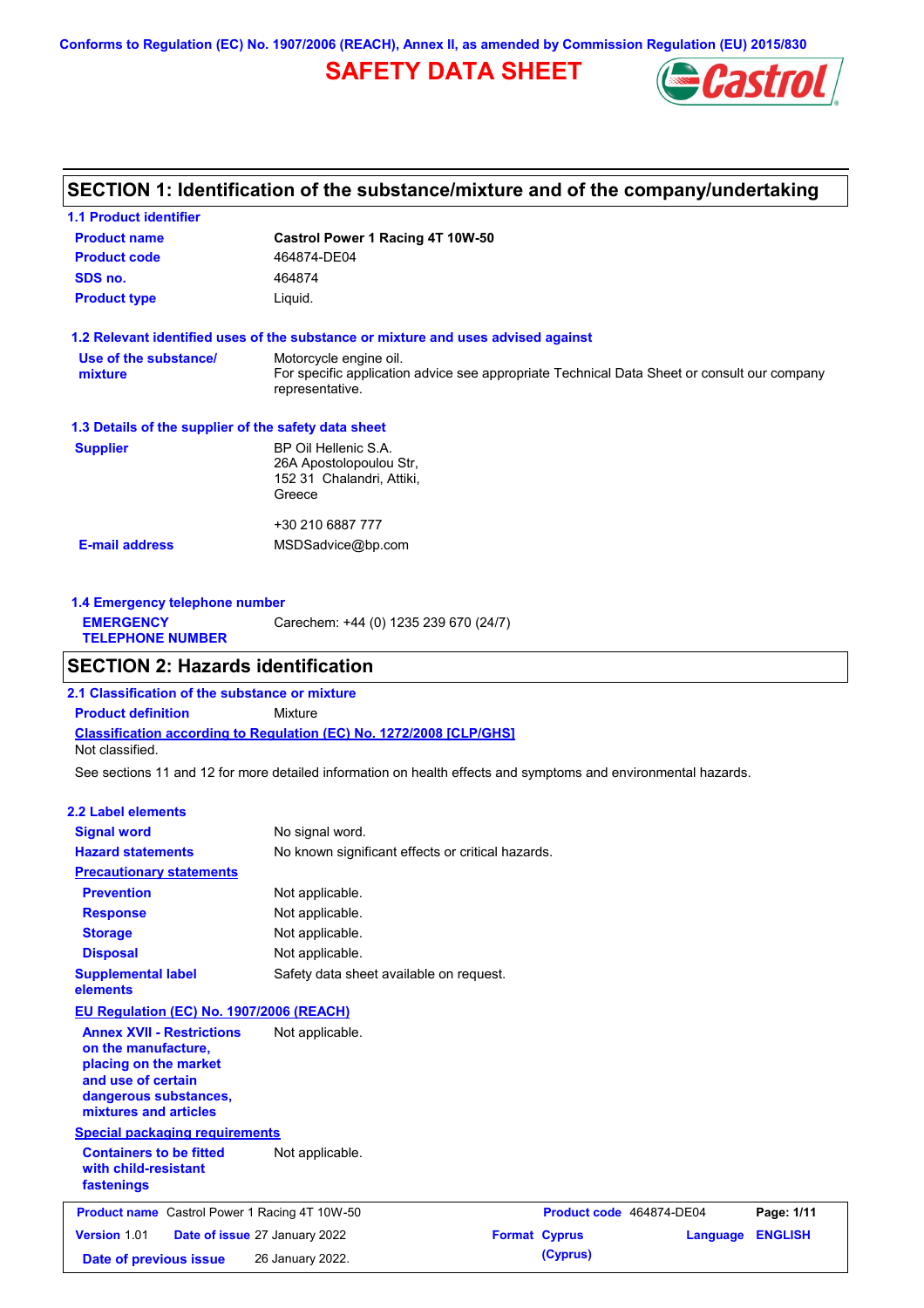Conforms to Regulation (EC) No. 1907/2006 (REACH), Annex II, as amended by Commission Regulation (EU) 2015/830

# SAFETY DATA SHEET

## SECTION 1: Identification of the substance/mixture and of the company/undertaking

### 1.1 Product identifier

| | |
|---|---|
| **Product name** | **Castrol Power 1 Racing 4T 10W-50** |
| **Product code** | 464874-DE04 |
| **SDS no.** | 464874 |
| **Product type** | Liquid. |

### 1.2 Relevant identified uses of the substance or mixture and uses advised against

| | |
|---|---|
| **Use of the substance/ mixture** | Motorcycle engine oil. For specific application advice see appropriate Technical Data Sheet or consult our company representative. |

### 1.3 Details of the supplier of the safety data sheet

| | |
|---|---|
| **Supplier** | BP Oil Hellenic S.A. 26A Apostolopoulou Str, 152 31 Chalandri, Attiki, Greece<br><br>+30 210 6887 777 |
| **E-mail address** | MSDSadvice@bp.com |

### 1.4 Emergency telephone number

| | |
|---|---|
| **EMERGENCY TELEPHONE NUMBER** | Carechem: +44 (0) 1235 239 670 (24/7) |

## SECTION 2: Hazards identification

### 2.1 Classification of the substance or mixture

**Product definition** Mixture

**Classification according to Regulation (EC) No. 1272/2008 [CLP/GHS]**

Not classified.

See sections 11 and 12 for more detailed information on health effects and symptoms and environmental hazards.

### 2.2 Label elements

| | |
|---|---|
| **Signal word** | No signal word. |
| **Hazard statements** | No known significant effects or critical hazards. |
| **Precautionary statements** | |
| **Prevention** | Not applicable. |
| **Response** | Not applicable. |
| **Storage** | Not applicable. |
| **Disposal** | Not applicable. |
| **Supplemental label elements** | Safety data sheet available on request. |

**EU Regulation (EC) No. 1907/2006 (REACH)**

| | |
|---|---|
| **Annex XVII - Restrictions on the manufacture, placing on the market and use of certain dangerous substances, mixtures and articles** | Not applicable. |

**Special packaging requirements**

| | |
|---|---|
| **Containers to be fitted with child-resistant fastenings** | Not applicable. |

| | | | |
|---|---|---|---|
| **Product name** Castrol Power 1 Racing 4T 10W-50 | | **Product code** 464874-DE04 | |
| **Version** 1.01 | **Date of issue** 27 January 2022 | **Format** Cyprus (Cyprus) | **Language** ENGLISH |
| **Date of previous issue** | 26 January 2022. | | |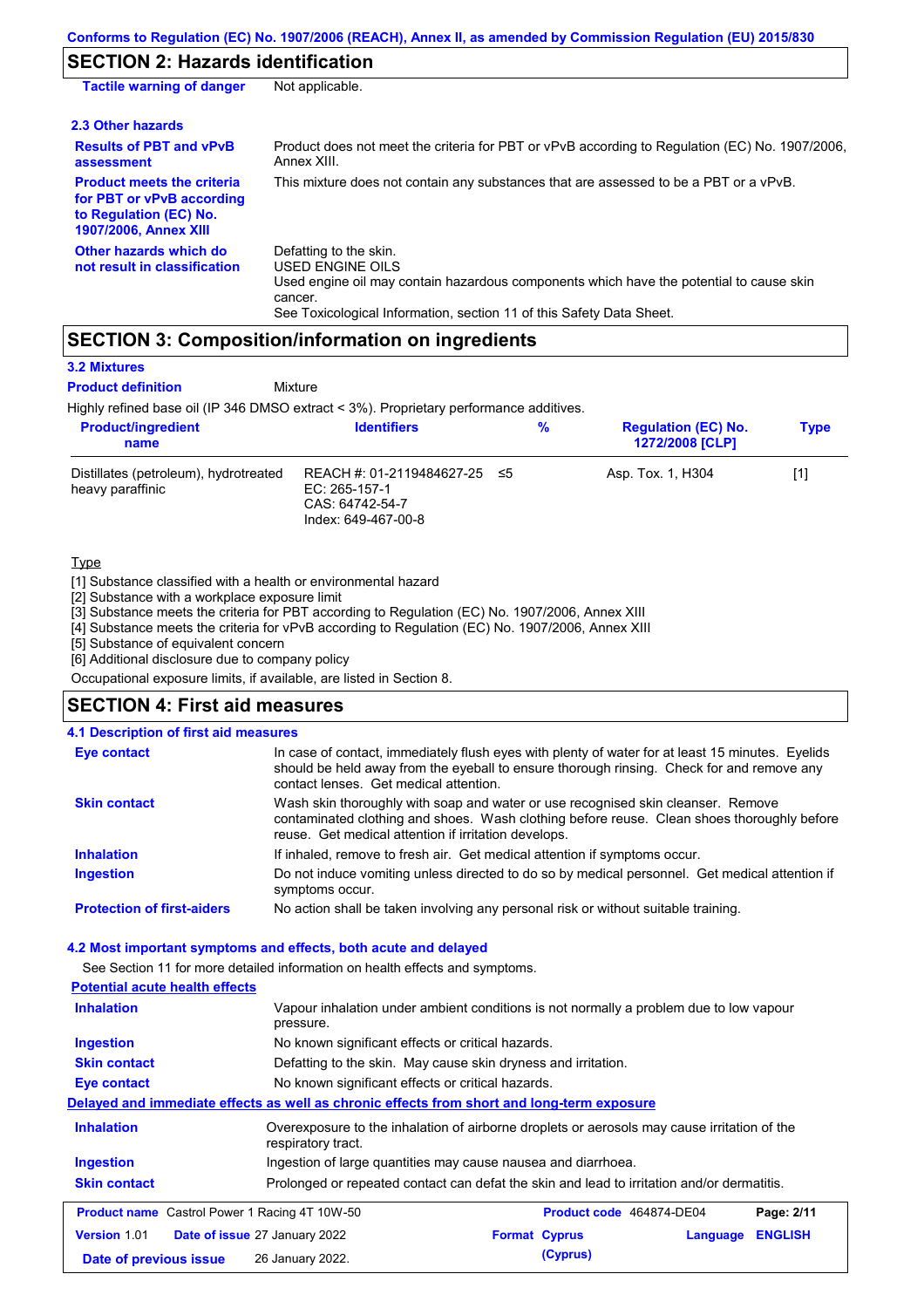## SECTION 2: Hazards identification

| | |
|---|---|
| **Tactile warning of danger** | Not applicable. |

### 2.3 Other hazards

| | |
|---|---|
| **Results of PBT and vPvB assessment** | Product does not meet the criteria for PBT or vPvB according to Regulation (EC) No. 1907/2006, Annex XIII. |
| **Product meets the criteria for PBT or vPvB according to Regulation (EC) No. 1907/2006, Annex XIII** | This mixture does not contain any substances that are assessed to be a PBT or a vPvB. |
| **Other hazards which do not result in classification** | Defatting to the skin.<br>USED ENGINE OILS<br>Used engine oil may contain hazardous components which have the potential to cause skin cancer.<br>See Toxicological Information, section 11 of this Safety Data Sheet. |

## SECTION 3: Composition/information on ingredients

### 3.2 Mixtures

**Product definition** Mixture

Highly refined base oil (IP 346 DMSO extract < 3%). Proprietary performance additives.

| Product/ingredient name | Identifiers | % | Regulation (EC) No. 1272/2008 [CLP] | Type |
|---|---|---|---|---|
| Distillates (petroleum), hydrotreated heavy paraffinic | REACH #: 01-2119484627-25<br>EC: 265-157-1<br>CAS: 64742-54-7<br>Index: 649-467-00-8 | ≤5 | Asp. Tox. 1, H304 | [1] |

Type

[1] Substance classified with a health or environmental hazard
[2] Substance with a workplace exposure limit
[3] Substance meets the criteria for PBT according to Regulation (EC) No. 1907/2006, Annex XIII
[4] Substance meets the criteria for vPvB according to Regulation (EC) No. 1907/2006, Annex XIII
[5] Substance of equivalent concern
[6] Additional disclosure due to company policy

Occupational exposure limits, if available, are listed in Section 8.

## SECTION 4: First aid measures

### 4.1 Description of first aid measures

| | |
|---|---|
| **Eye contact** | In case of contact, immediately flush eyes with plenty of water for at least 15 minutes. Eyelids should be held away from the eyeball to ensure thorough rinsing. Check for and remove any contact lenses. Get medical attention. |
| **Skin contact** | Wash skin thoroughly with soap and water or use recognised skin cleanser. Remove contaminated clothing and shoes. Wash clothing before reuse. Clean shoes thoroughly before reuse. Get medical attention if irritation develops. |
| **Inhalation** | If inhaled, remove to fresh air. Get medical attention if symptoms occur. |
| **Ingestion** | Do not induce vomiting unless directed to do so by medical personnel. Get medical attention if symptoms occur. |
| **Protection of first-aiders** | No action shall be taken involving any personal risk or without suitable training. |

### 4.2 Most important symptoms and effects, both acute and delayed

See Section 11 for more detailed information on health effects and symptoms.

**Potential acute health effects**

| | |
|---|---|
| **Inhalation** | Vapour inhalation under ambient conditions is not normally a problem due to low vapour pressure. |
| **Ingestion** | No known significant effects or critical hazards. |
| **Skin contact** | Defatting to the skin. May cause skin dryness and irritation. |
| **Eye contact** | No known significant effects or critical hazards. |

**Delayed and immediate effects as well as chronic effects from short and long-term exposure**

| | |
|---|---|
| **Inhalation** | Overexposure to the inhalation of airborne droplets or aerosols may cause irritation of the respiratory tract. |
| **Ingestion** | Ingestion of large quantities may cause nausea and diarrhoea. |
| **Skin contact** | Prolonged or repeated contact can defat the skin and lead to irritation and/or dermatitis. |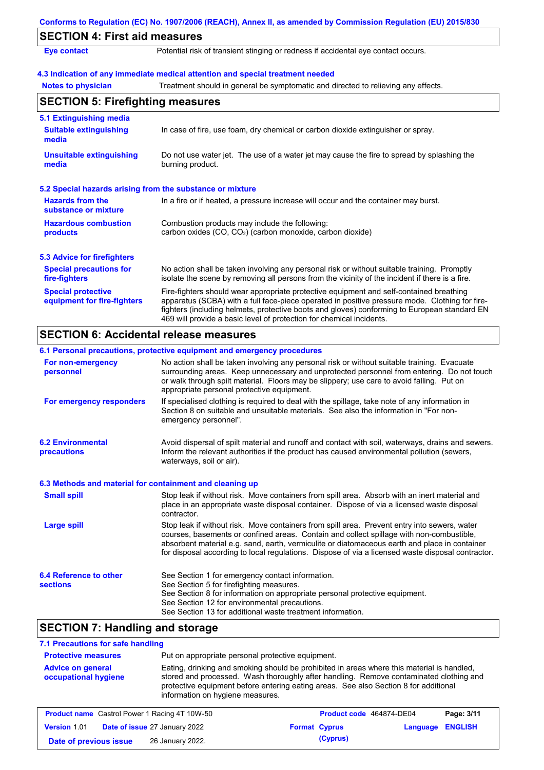## SECTION 4: First aid measures

**Eye contact** Potential risk of transient stinging or redness if accidental eye contact occurs.

### 4.3 Indication of any immediate medical attention and special treatment needed

**Notes to physician** Treatment should in general be symptomatic and directed to relieving any effects.

## SECTION 5: Firefighting measures

### 5.1 Extinguishing media

**Suitable extinguishing media** In case of fire, use foam, dry chemical or carbon dioxide extinguisher or spray.

**Unsuitable extinguishing media** Do not use water jet. The use of a water jet may cause the fire to spread by splashing the burning product.

### 5.2 Special hazards arising from the substance or mixture

**Hazards from the substance or mixture** In a fire or if heated, a pressure increase will occur and the container may burst.

**Hazardous combustion products** Combustion products may include the following: carbon oxides (CO, $CO_2$) (carbon monoxide, carbon dioxide)

### 5.3 Advice for firefighters

**Special precautions for fire-fighters** No action shall be taken involving any personal risk or without suitable training. Promptly isolate the scene by removing all persons from the vicinity of the incident if there is a fire.

**Special protective equipment for fire-fighters** Fire-fighters should wear appropriate protective equipment and self-contained breathing apparatus (SCBA) with a full face-piece operated in positive pressure mode. Clothing for fire-fighters (including helmets, protective boots and gloves) conforming to European standard EN 469 will provide a basic level of protection for chemical incidents.

## SECTION 6: Accidental release measures

### 6.1 Personal precautions, protective equipment and emergency procedures

**For non-emergency personnel** No action shall be taken involving any personal risk or without suitable training. Evacuate surrounding areas. Keep unnecessary and unprotected personnel from entering. Do not touch or walk through spilt material. Floors may be slippery; use care to avoid falling. Put on appropriate personal protective equipment.

**For emergency responders** If specialised clothing is required to deal with the spillage, take note of any information in Section 8 on suitable and unsuitable materials. See also the information in "For non-emergency personnel".

**6.2 Environmental precautions** Avoid dispersal of spilt material and runoff and contact with soil, waterways, drains and sewers. Inform the relevant authorities if the product has caused environmental pollution (sewers, waterways, soil or air).

### 6.3 Methods and material for containment and cleaning up

**Small spill** Stop leak if without risk. Move containers from spill area. Absorb with an inert material and place in an appropriate waste disposal container. Dispose of via a licensed waste disposal contractor.

**Large spill** Stop leak if without risk. Move containers from spill area. Prevent entry into sewers, water courses, basements or confined areas. Contain and collect spillage with non-combustible, absorbent material e.g. sand, earth, vermiculite or diatomaceous earth and place in container for disposal according to local regulations. Dispose of via a licensed waste disposal contractor.

**6.4 Reference to other sections**
See Section 1 for emergency contact information.
See Section 5 for firefighting measures.
See Section 8 for information on appropriate personal protective equipment.
See Section 12 for environmental precautions.
See Section 13 for additional waste treatment information.

## SECTION 7: Handling and storage

### 7.1 Precautions for safe handling

**Protective measures** Put on appropriate personal protective equipment.

**Advice on general occupational hygiene** Eating, drinking and smoking should be prohibited in areas where this material is handled, stored and processed. Wash thoroughly after handling. Remove contaminated clothing and protective equipment before entering eating areas. See also Section 8 for additional information on hygiene measures.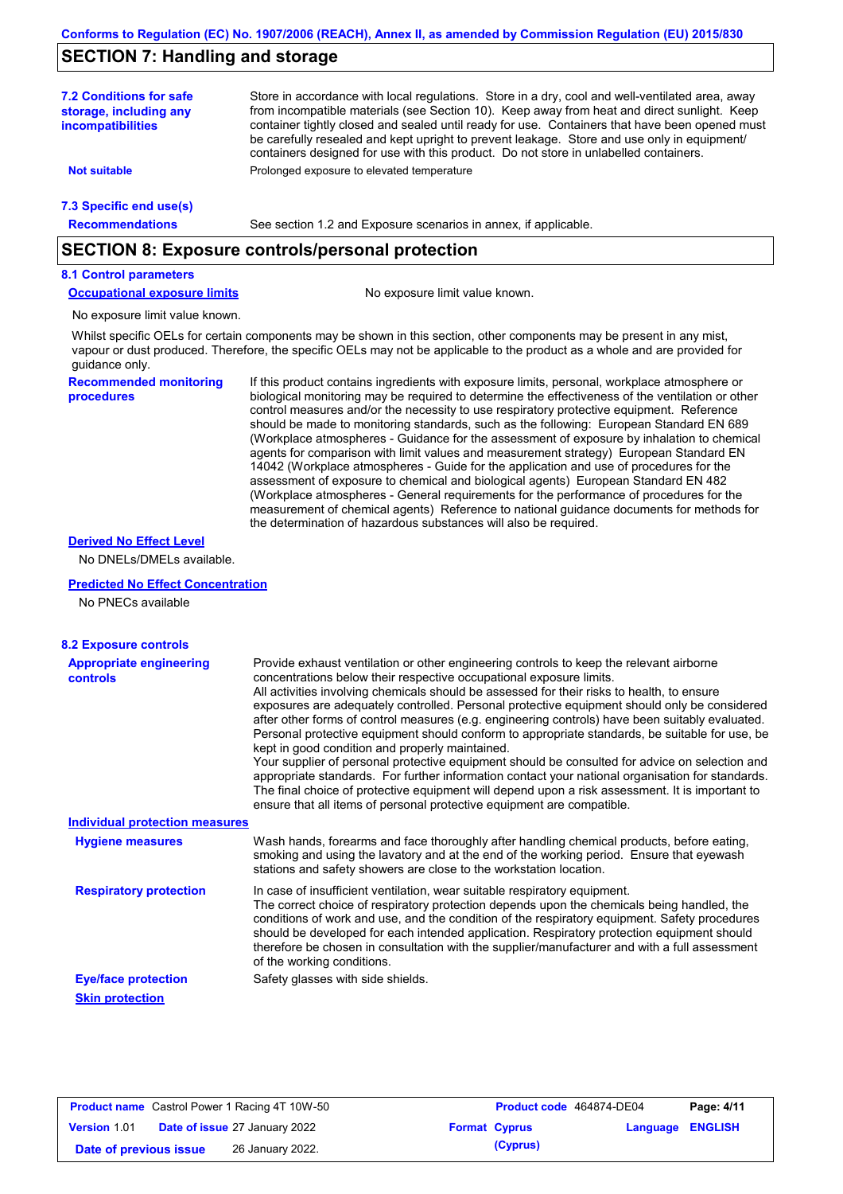## SECTION 7: Handling and storage

**7.2 Conditions for safe storage, including any incompatibilities**

Store in accordance with local regulations. Store in a dry, cool and well-ventilated area, away from incompatible materials (see Section 10). Keep away from heat and direct sunlight. Keep container tightly closed and sealed until ready for use. Containers that have been opened must be carefully resealed and kept upright to prevent leakage. Store and use only in equipment/ containers designed for use with this product. Do not store in unlabelled containers.

**Not suitable**: Prolonged exposure to elevated temperature

**7.3 Specific end use(s)**

**Recommendations**: See section 1.2 and Exposure scenarios in annex, if applicable.

## SECTION 8: Exposure controls/personal protection

**8.1 Control parameters**

**Occupational exposure limits**: No exposure limit value known.

No exposure limit value known.

Whilst specific OELs for certain components may be shown in this section, other components may be present in any mist, vapour or dust produced. Therefore, the specific OELs may not be applicable to the product as a whole and are provided for guidance only.

**Recommended monitoring procedures**

If this product contains ingredients with exposure limits, personal, workplace atmosphere or biological monitoring may be required to determine the effectiveness of the ventilation or other control measures and/or the necessity to use respiratory protective equipment. Reference should be made to monitoring standards, such as the following: European Standard EN 689 (Workplace atmospheres - Guidance for the assessment of exposure by inhalation to chemical agents for comparison with limit values and measurement strategy) European Standard EN 14042 (Workplace atmospheres - Guide for the application and use of procedures for the assessment of exposure to chemical and biological agents) European Standard EN 482 (Workplace atmospheres - General requirements for the performance of procedures for the measurement of chemical agents) Reference to national guidance documents for methods for the determination of hazardous substances will also be required.

**Derived No Effect Level**

No DNELs/DMELs available.

**Predicted No Effect Concentration**

No PNECs available

**8.2 Exposure controls**

**Appropriate engineering controls**

Provide exhaust ventilation or other engineering controls to keep the relevant airborne concentrations below their respective occupational exposure limits.
All activities involving chemicals should be assessed for their risks to health, to ensure exposures are adequately controlled. Personal protective equipment should only be considered after other forms of control measures (e.g. engineering controls) have been suitably evaluated. Personal protective equipment should conform to appropriate standards, be suitable for use, be kept in good condition and properly maintained.
Your supplier of personal protective equipment should be consulted for advice on selection and appropriate standards. For further information contact your national organisation for standards.
The final choice of protective equipment will depend upon a risk assessment. It is important to ensure that all items of personal protective equipment are compatible.

**Individual protection measures**

**Hygiene measures**

Wash hands, forearms and face thoroughly after handling chemical products, before eating, smoking and using the lavatory and at the end of the working period. Ensure that eyewash stations and safety showers are close to the workstation location.

**Respiratory protection**

In case of insufficient ventilation, wear suitable respiratory equipment.
The correct choice of respiratory protection depends upon the chemicals being handled, the conditions of work and use, and the condition of the respiratory equipment. Safety procedures should be developed for each intended application. Respiratory protection equipment should therefore be chosen in consultation with the supplier/manufacturer and with a full assessment of the working conditions.

**Eye/face protection**: Safety glasses with side shields.

**Skin protection**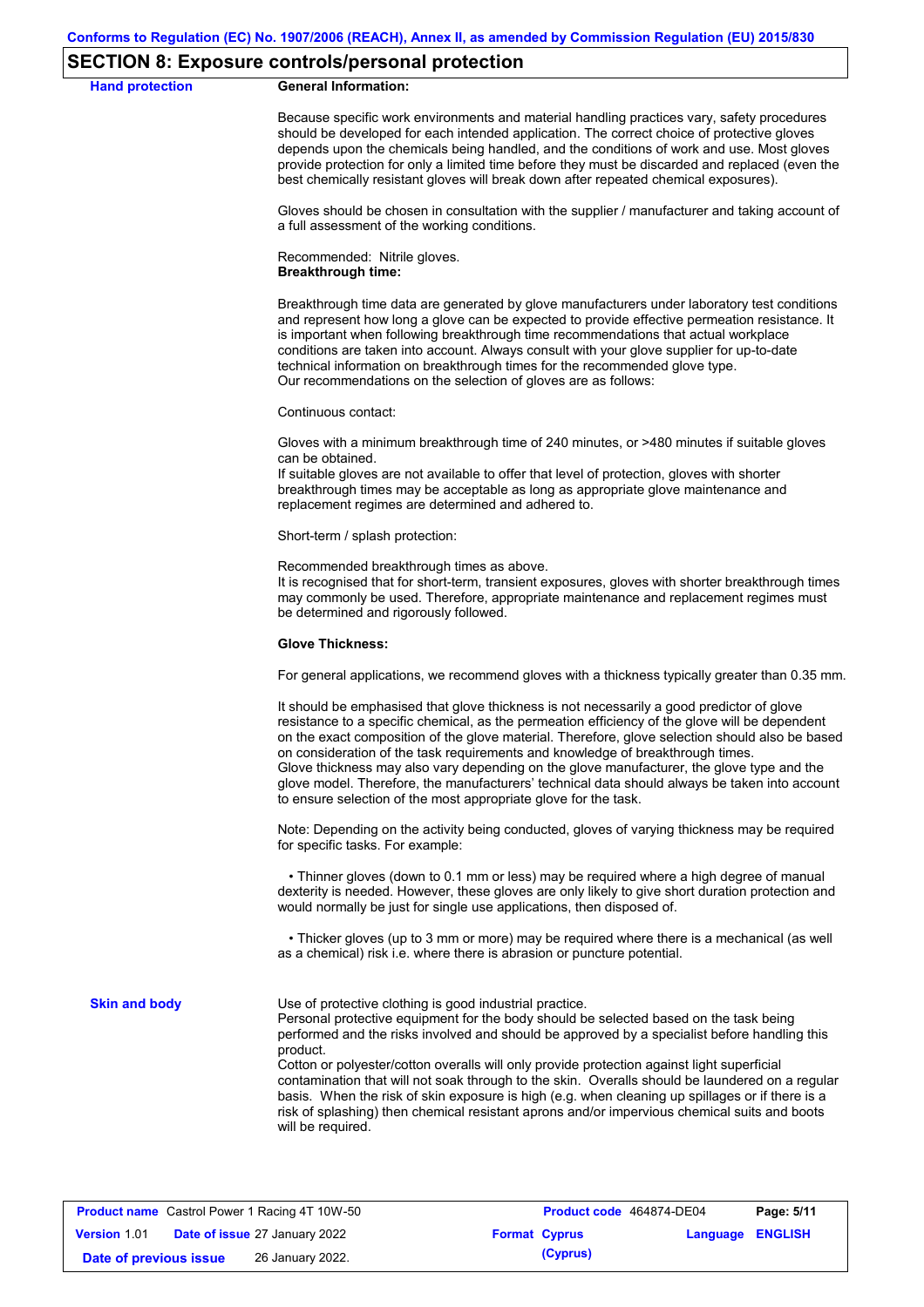## SECTION 8: Exposure controls/personal protection

**Hand protection**

**General Information:**

Because specific work environments and material handling practices vary, safety procedures should be developed for each intended application. The correct choice of protective gloves depends upon the chemicals being handled, and the conditions of work and use. Most gloves provide protection for only a limited time before they must be discarded and replaced (even the best chemically resistant gloves will break down after repeated chemical exposures).

Gloves should be chosen in consultation with the supplier / manufacturer and taking account of a full assessment of the working conditions.

Recommended: Nitrile gloves.
**Breakthrough time:**

Breakthrough time data are generated by glove manufacturers under laboratory test conditions and represent how long a glove can be expected to provide effective permeation resistance. It is important when following breakthrough time recommendations that actual workplace conditions are taken into account. Always consult with your glove supplier for up-to-date technical information on breakthrough times for the recommended glove type.
Our recommendations on the selection of gloves are as follows:

Continuous contact:

Gloves with a minimum breakthrough time of 240 minutes, or >480 minutes if suitable gloves can be obtained.
If suitable gloves are not available to offer that level of protection, gloves with shorter breakthrough times may be acceptable as long as appropriate glove maintenance and replacement regimes are determined and adhered to.

Short-term / splash protection:

Recommended breakthrough times as above.
It is recognised that for short-term, transient exposures, gloves with shorter breakthrough times may commonly be used. Therefore, appropriate maintenance and replacement regimes must be determined and rigorously followed.

**Glove Thickness:**

For general applications, we recommend gloves with a thickness typically greater than 0.35 mm.

It should be emphasised that glove thickness is not necessarily a good predictor of glove resistance to a specific chemical, as the permeation efficiency of the glove will be dependent on the exact composition of the glove material. Therefore, glove selection should also be based on consideration of the task requirements and knowledge of breakthrough times.
Glove thickness may also vary depending on the glove manufacturer, the glove type and the glove model. Therefore, the manufacturers' technical data should always be taken into account to ensure selection of the most appropriate glove for the task.

Note: Depending on the activity being conducted, gloves of varying thickness may be required for specific tasks. For example:

- Thinner gloves (down to 0.1 mm or less) may be required where a high degree of manual dexterity is needed. However, these gloves are only likely to give short duration protection and would normally be just for single use applications, then disposed of.

- Thicker gloves (up to 3 mm or more) may be required where there is a mechanical (as well as a chemical) risk i.e. where there is abrasion or puncture potential.

**Skin and body**

Use of protective clothing is good industrial practice.
Personal protective equipment for the body should be selected based on the task being performed and the risks involved and should be approved by a specialist before handling this product.
Cotton or polyester/cotton overalls will only provide protection against light superficial contamination that will not soak through to the skin. Overalls should be laundered on a regular basis. When the risk of skin exposure is high (e.g. when cleaning up spillages or if there is a risk of splashing) then chemical resistant aprons and/or impervious chemical suits and boots will be required.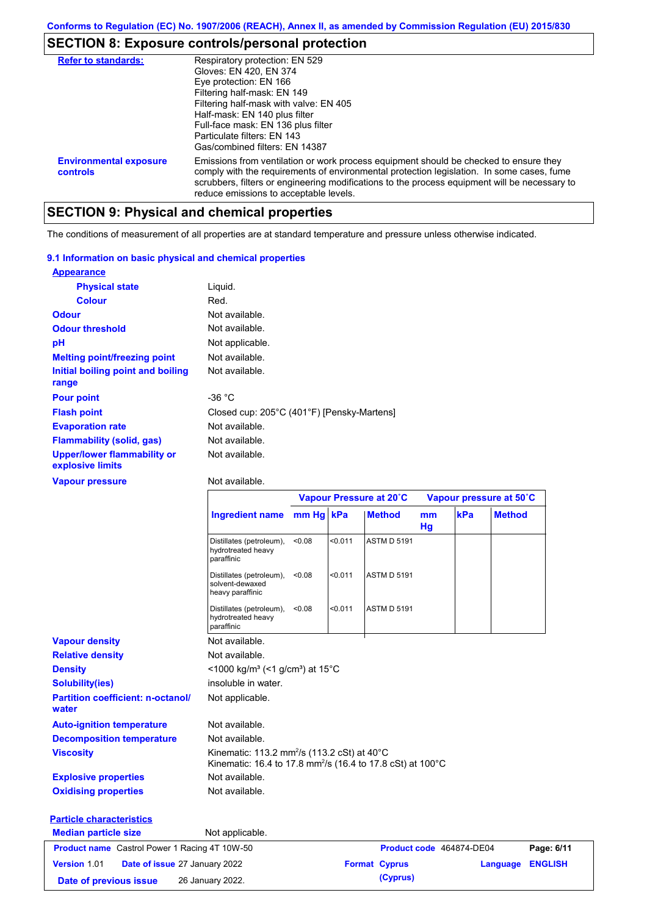## SECTION 8: Exposure controls/personal protection

**Refer to standards:**
Respiratory protection: EN 529
Gloves: EN 420, EN 374
Eye protection: EN 166
Filtering half-mask: EN 149
Filtering half-mask with valve: EN 405
Half-mask: EN 140 plus filter
Full-face mask: EN 136 plus filter
Particulate filters: EN 143
Gas/combined filters: EN 14387

**Environmental exposure controls:** Emissions from ventilation or work process equipment should be checked to ensure they comply with the requirements of environmental protection legislation. In some cases, fume scrubbers, filters or engineering modifications to the process equipment will be necessary to reduce emissions to acceptable levels.

## SECTION 9: Physical and chemical properties

The conditions of measurement of all properties are at standard temperature and pressure unless otherwise indicated.

### 9.1 Information on basic physical and chemical properties

**Appearance**

| | |
|---|---|
| **Physical state** | Liquid. |
| **Colour** | Red. |
| **Odour** | Not available. |
| **Odour threshold** | Not available. |
| **pH** | Not applicable. |
| **Melting point/freezing point** | Not available. |
| **Initial boiling point and boiling range** | Not available. |
| **Pour point** | -36 °C |
| **Flash point** | Closed cup: 205°C (401°F) [Pensky-Martens] |
| **Evaporation rate** | Not available. |
| **Flammability (solid, gas)** | Not available. |
| **Upper/lower flammability or explosive limits** | Not available. |
| **Vapour pressure** | Not available. |

| Ingredient name | Vapour Pressure at 20˚C | | | Vapour pressure at 50˚C | | |
|---|---|---|---|---|---|---|
| | mm Hg | kPa | Method | mm Hg | kPa | Method |
| Distillates (petroleum), hydrotreated heavy paraffinic | <0.08 | <0.011 | ASTM D 5191 | | | |
| Distillates (petroleum), solvent-dewaxed heavy paraffinic | <0.08 | <0.011 | ASTM D 5191 | | | |
| Distillates (petroleum), hydrotreated heavy paraffinic | <0.08 | <0.011 | ASTM D 5191 | | | |

| | |
|---|---|
| **Vapour density** | Not available. |
| **Relative density** | Not available. |
| **Density** | <1000 kg/m³ (<1 g/cm³) at 15°C |
| **Solubility(ies)** | insoluble in water. |
| **Partition coefficient: n-octanol/water** | Not applicable. |
| **Auto-ignition temperature** | Not available. |
| **Decomposition temperature** | Not available. |
| **Viscosity** | Kinematic: 113.2 mm²/s (113.2 cSt) at 40°C<br>Kinematic: 16.4 to 17.8 mm²/s (16.4 to 17.8 cSt) at 100°C |
| **Explosive properties** | Not available. |
| **Oxidising properties** | Not available. |

**Particle characteristics**

| | |
|---|---|
| **Median particle size** | Not applicable. |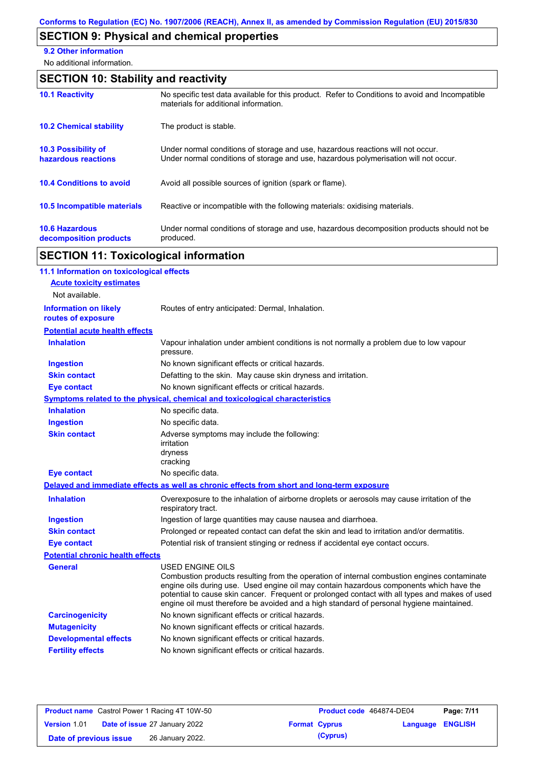## SECTION 9: Physical and chemical properties

### 9.2 Other information

No additional information.

## SECTION 10: Stability and reactivity

| | |
|---|---|
| **10.1 Reactivity** | No specific test data available for this product. Refer to Conditions to avoid and Incompatible materials for additional information. |
| **10.2 Chemical stability** | The product is stable. |
| **10.3 Possibility of hazardous reactions** | Under normal conditions of storage and use, hazardous reactions will not occur. Under normal conditions of storage and use, hazardous polymerisation will not occur. |
| **10.4 Conditions to avoid** | Avoid all possible sources of ignition (spark or flame). |
| **10.5 Incompatible materials** | Reactive or incompatible with the following materials: oxidising materials. |
| **10.6 Hazardous decomposition products** | Under normal conditions of storage and use, hazardous decomposition products should not be produced. |

## SECTION 11: Toxicological information

### 11.1 Information on toxicological effects

**Acute toxicity estimates**

Not available.

| | |
|---|---|
| **Information on likely routes of exposure** | Routes of entry anticipated: Dermal, Inhalation. |

**Potential acute health effects**

| | |
|---|---|
| **Inhalation** | Vapour inhalation under ambient conditions is not normally a problem due to low vapour pressure. |
| **Ingestion** | No known significant effects or critical hazards. |
| **Skin contact** | Defatting to the skin. May cause skin dryness and irritation. |
| **Eye contact** | No known significant effects or critical hazards. |

**Symptoms related to the physical, chemical and toxicological characteristics**

| | |
|---|---|
| **Inhalation** | No specific data. |
| **Ingestion** | No specific data. |
| **Skin contact** | Adverse symptoms may include the following:<br>irritation<br>dryness<br>cracking |
| **Eye contact** | No specific data. |

**Delayed and immediate effects as well as chronic effects from short and long-term exposure**

| | |
|---|---|
| **Inhalation** | Overexposure to the inhalation of airborne droplets or aerosols may cause irritation of the respiratory tract. |
| **Ingestion** | Ingestion of large quantities may cause nausea and diarrhoea. |
| **Skin contact** | Prolonged or repeated contact can defat the skin and lead to irritation and/or dermatitis. |
| **Eye contact** | Potential risk of transient stinging or redness if accidental eye contact occurs. |

**Potential chronic health effects**

| | |
|---|---|
| **General** | USED ENGINE OILS<br>Combustion products resulting from the operation of internal combustion engines contaminate engine oils during use. Used engine oil may contain hazardous components which have the potential to cause skin cancer. Frequent or prolonged contact with all types and makes of used engine oil must therefore be avoided and a high standard of personal hygiene maintained. |
| **Carcinogenicity** | No known significant effects or critical hazards. |
| **Mutagenicity** | No known significant effects or critical hazards. |
| **Developmental effects** | No known significant effects or critical hazards. |
| **Fertility effects** | No known significant effects or critical hazards. |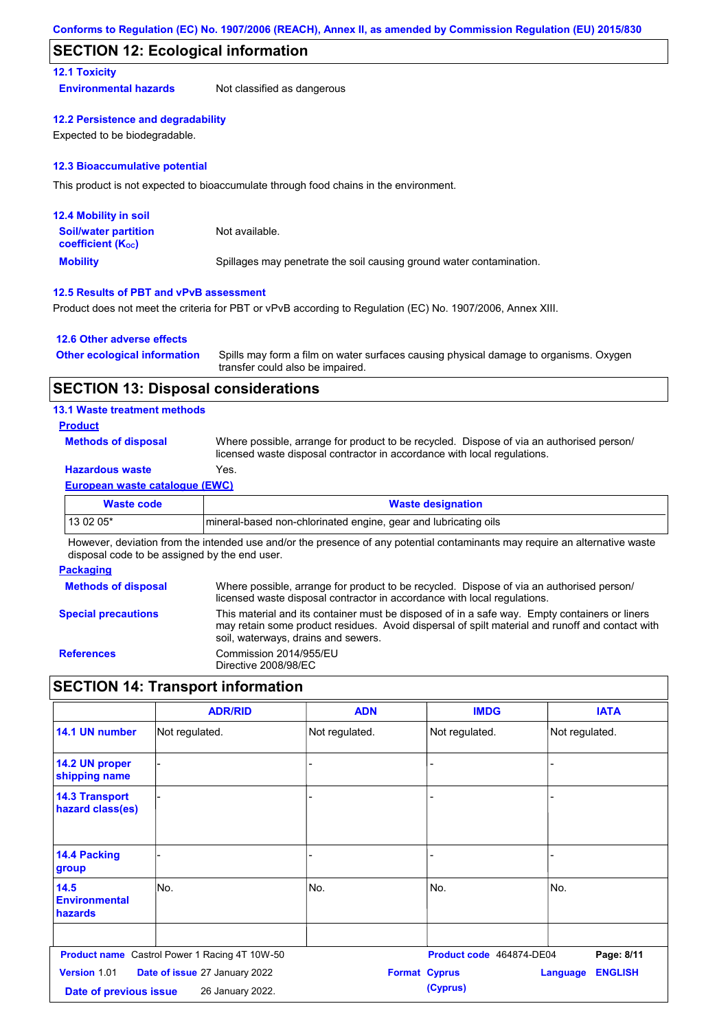## SECTION 12: Ecological information

### 12.1 Toxicity

**Environmental hazards** Not classified as dangerous

### 12.2 Persistence and degradability

Expected to be biodegradable.

### 12.3 Bioaccumulative potential

This product is not expected to bioaccumulate through food chains in the environment.

### 12.4 Mobility in soil

**Soil/water partition coefficient ($K_{OC}$)** Not available.

**Mobility** Spillages may penetrate the soil causing ground water contamination.

### 12.5 Results of PBT and vPvB assessment

Product does not meet the criteria for PBT or vPvB according to Regulation (EC) No. 1907/2006, Annex XIII.

### 12.6 Other adverse effects

**Other ecological information** Spills may form a film on water surfaces causing physical damage to organisms. Oxygen transfer could also be impaired.

## SECTION 13: Disposal considerations

### 13.1 Waste treatment methods

**Product**

**Methods of disposal** Where possible, arrange for product to be recycled. Dispose of via an authorised person/ licensed waste disposal contractor in accordance with local regulations.

**Hazardous waste** Yes.

**European waste catalogue (EWC)**

| Waste code | Waste designation |
|---|---|
| 13 02 05* | mineral-based non-chlorinated engine, gear and lubricating oils |

However, deviation from the intended use and/or the presence of any potential contaminants may require an alternative waste disposal code to be assigned by the end user.

**Packaging**

**Methods of disposal** Where possible, arrange for product to be recycled. Dispose of via an authorised person/ licensed waste disposal contractor in accordance with local regulations.

**Special precautions** This material and its container must be disposed of in a safe way. Empty containers or liners may retain some product residues. Avoid dispersal of spilt material and runoff and contact with soil, waterways, drains and sewers.

**References** Commission 2014/955/EU
Directive 2008/98/EC

## SECTION 14: Transport information

| | ADR/RID | ADN | IMDG | IATA |
|---|---|---|---|---|
| 14.1 UN number | Not regulated. | Not regulated. | Not regulated. | Not regulated. |
| 14.2 UN proper shipping name | - | - | - | - |
| 14.3 Transport hazard class(es) | - | - | - | - |
| 14.4 Packing group | - | - | - | - |
| 14.5 Environmental hazards | No. | No. | No. | No. |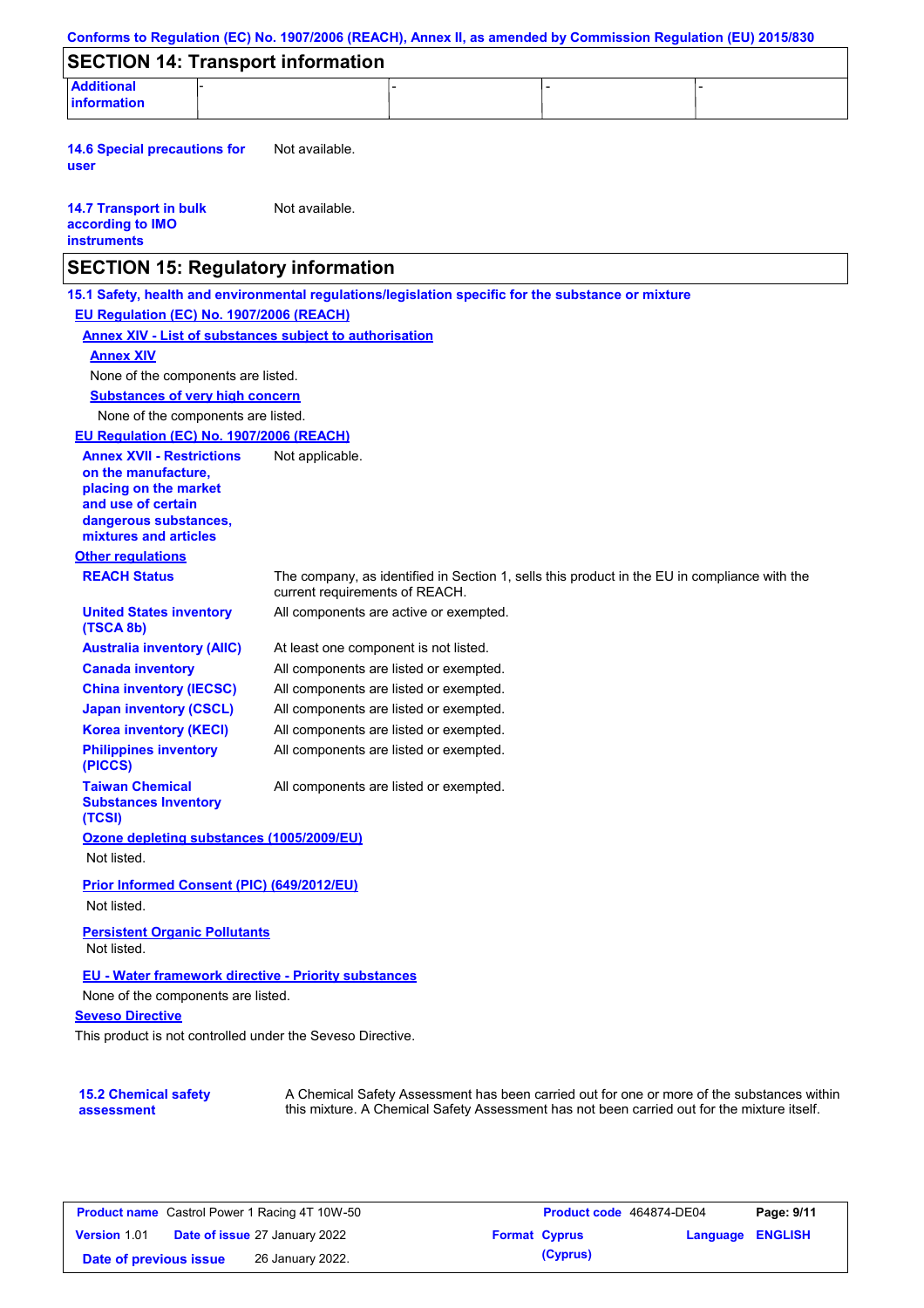## SECTION 14: Transport information

| Additional information | - | - | - | - |
|---|---|---|---|---|

**14.6 Special precautions for user** Not available.

**14.7 Transport in bulk according to IMO instruments** Not available.

## SECTION 15: Regulatory information

**15.1 Safety, health and environmental regulations/legislation specific for the substance or mixture**

**EU Regulation (EC) No. 1907/2006 (REACH)**

**Annex XIV - List of substances subject to authorisation**

**Annex XIV**

None of the components are listed.

**Substances of very high concern**

None of the components are listed.

**EU Regulation (EC) No. 1907/2006 (REACH)**

**Annex XVII - Restrictions on the manufacture, placing on the market and use of certain dangerous substances, mixtures and articles** Not applicable.

**Other regulations**

**REACH Status** The company, as identified in Section 1, sells this product in the EU in compliance with the current requirements of REACH.

**United States inventory (TSCA 8b)** All components are active or exempted.

**Australia inventory (AIIC)** At least one component is not listed.

**Canada inventory** All components are listed or exempted.

**China inventory (IECSC)** All components are listed or exempted.

**Japan inventory (CSCL)** All components are listed or exempted.

**Korea inventory (KECI)** All components are listed or exempted.

**Philippines inventory (PICCS)** All components are listed or exempted.

**Taiwan Chemical Substances Inventory (TCSI)** All components are listed or exempted.

**Ozone depleting substances (1005/2009/EU)**

Not listed.

**Prior Informed Consent (PIC) (649/2012/EU)**

Not listed.

**Persistent Organic Pollutants**

Not listed.

**EU - Water framework directive - Priority substances**

None of the components are listed.

**Seveso Directive**

This product is not controlled under the Seveso Directive.

**15.2 Chemical safety assessment** A Chemical Safety Assessment has been carried out for one or more of the substances within this mixture. A Chemical Safety Assessment has not been carried out for the mixture itself.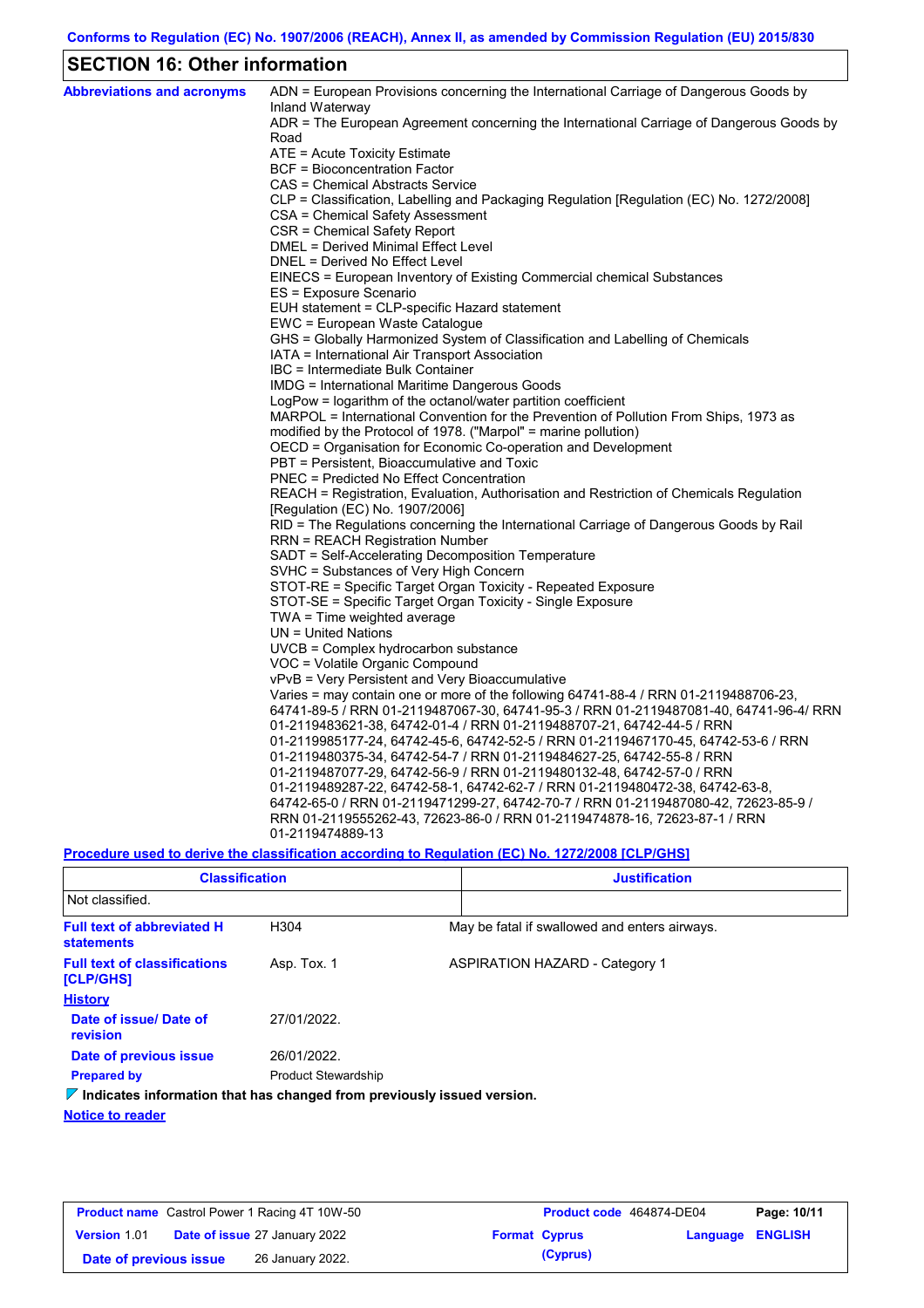## SECTION 16: Other information

**Abbreviations and acronyms**

ADN = European Provisions concerning the International Carriage of Dangerous Goods by Inland Waterway
ADR = The European Agreement concerning the International Carriage of Dangerous Goods by Road
ATE = Acute Toxicity Estimate
BCF = Bioconcentration Factor
CAS = Chemical Abstracts Service
CLP = Classification, Labelling and Packaging Regulation [Regulation (EC) No. 1272/2008]
CSA = Chemical Safety Assessment
CSR = Chemical Safety Report
DMEL = Derived Minimal Effect Level
DNEL = Derived No Effect Level
EINECS = European Inventory of Existing Commercial chemical Substances
ES = Exposure Scenario
EUH statement = CLP-specific Hazard statement
EWC = European Waste Catalogue
GHS = Globally Harmonized System of Classification and Labelling of Chemicals
IATA = International Air Transport Association
IBC = Intermediate Bulk Container
IMDG = International Maritime Dangerous Goods
LogPow = logarithm of the octanol/water partition coefficient
MARPOL = International Convention for the Prevention of Pollution From Ships, 1973 as modified by the Protocol of 1978. ("Marpol" = marine pollution)
OECD = Organisation for Economic Co-operation and Development
PBT = Persistent, Bioaccumulative and Toxic
PNEC = Predicted No Effect Concentration
REACH = Registration, Evaluation, Authorisation and Restriction of Chemicals Regulation [Regulation (EC) No. 1907/2006]
RID = The Regulations concerning the International Carriage of Dangerous Goods by Rail
RRN = REACH Registration Number
SADT = Self-Accelerating Decomposition Temperature
SVHC = Substances of Very High Concern
STOT-RE = Specific Target Organ Toxicity - Repeated Exposure
STOT-SE = Specific Target Organ Toxicity - Single Exposure
TWA = Time weighted average
UN = United Nations
UVCB = Complex hydrocarbon substance
VOC = Volatile Organic Compound
vPvB = Very Persistent and Very Bioaccumulative
Varies = may contain one or more of the following 64741-88-4 / RRN 01-2119488706-23, 64741-89-5 / RRN 01-2119487067-30, 64741-95-3 / RRN 01-2119487081-40, 64741-96-4/ RRN 01-2119483621-38, 64742-01-4 / RRN 01-2119488707-21, 64742-44-5 / RRN 01-2119985177-24, 64742-45-6, 64742-52-5 / RRN 01-2119467170-45, 64742-53-6 / RRN 01-2119480375-34, 64742-54-7 / RRN 01-2119484627-25, 64742-55-8 / RRN 01-2119487077-29, 64742-56-9 / RRN 01-2119480132-48, 64742-57-0 / RRN 01-2119489287-22, 64742-58-1, 64742-62-7 / RRN 01-2119480472-38, 64742-63-8, 64742-65-0 / RRN 01-2119471299-27, 64742-70-7 / RRN 01-2119487080-42, 72623-85-9 / RRN 01-2119555262-43, 72623-86-0 / RRN 01-2119474878-16, 72623-87-1 / RRN 01-2119474889-13

**Procedure used to derive the classification according to Regulation (EC) No. 1272/2008 [CLP/GHS]**

| Classification | Justification |
|---|---|
| Not classified. | |

**Full text of abbreviated H statements**: H304 — May be fatal if swallowed and enters airways.

**Full text of classifications [CLP/GHS]**: Asp. Tox. 1 — ASPIRATION HAZARD - Category 1

**History**

**Date of issue/ Date of revision**: 27/01/2022.

**Date of previous issue**: 26/01/2022.

**Prepared by**: Product Stewardship

**Indicates information that has changed from previously issued version.**

**Notice to reader**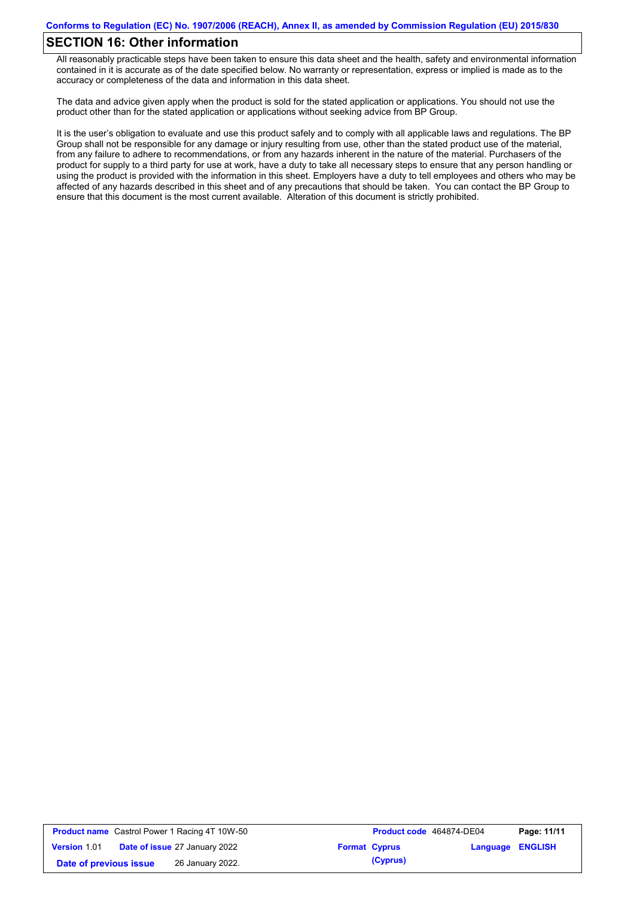## SECTION 16: Other information

All reasonably practicable steps have been taken to ensure this data sheet and the health, safety and environmental information contained in it is accurate as of the date specified below. No warranty or representation, express or implied is made as to the accuracy or completeness of the data and information in this data sheet.

The data and advice given apply when the product is sold for the stated application or applications. You should not use the product other than for the stated application or applications without seeking advice from BP Group.

It is the user's obligation to evaluate and use this product safely and to comply with all applicable laws and regulations. The BP Group shall not be responsible for any damage or injury resulting from use, other than the stated product use of the material, from any failure to adhere to recommendations, or from any hazards inherent in the nature of the material. Purchasers of the product for supply to a third party for use at work, have a duty to take all necessary steps to ensure that any person handling or using the product is provided with the information in this sheet. Employers have a duty to tell employees and others who may be affected of any hazards described in this sheet and of any precautions that should be taken. You can contact the BP Group to ensure that this document is the most current available. Alteration of this document is strictly prohibited.